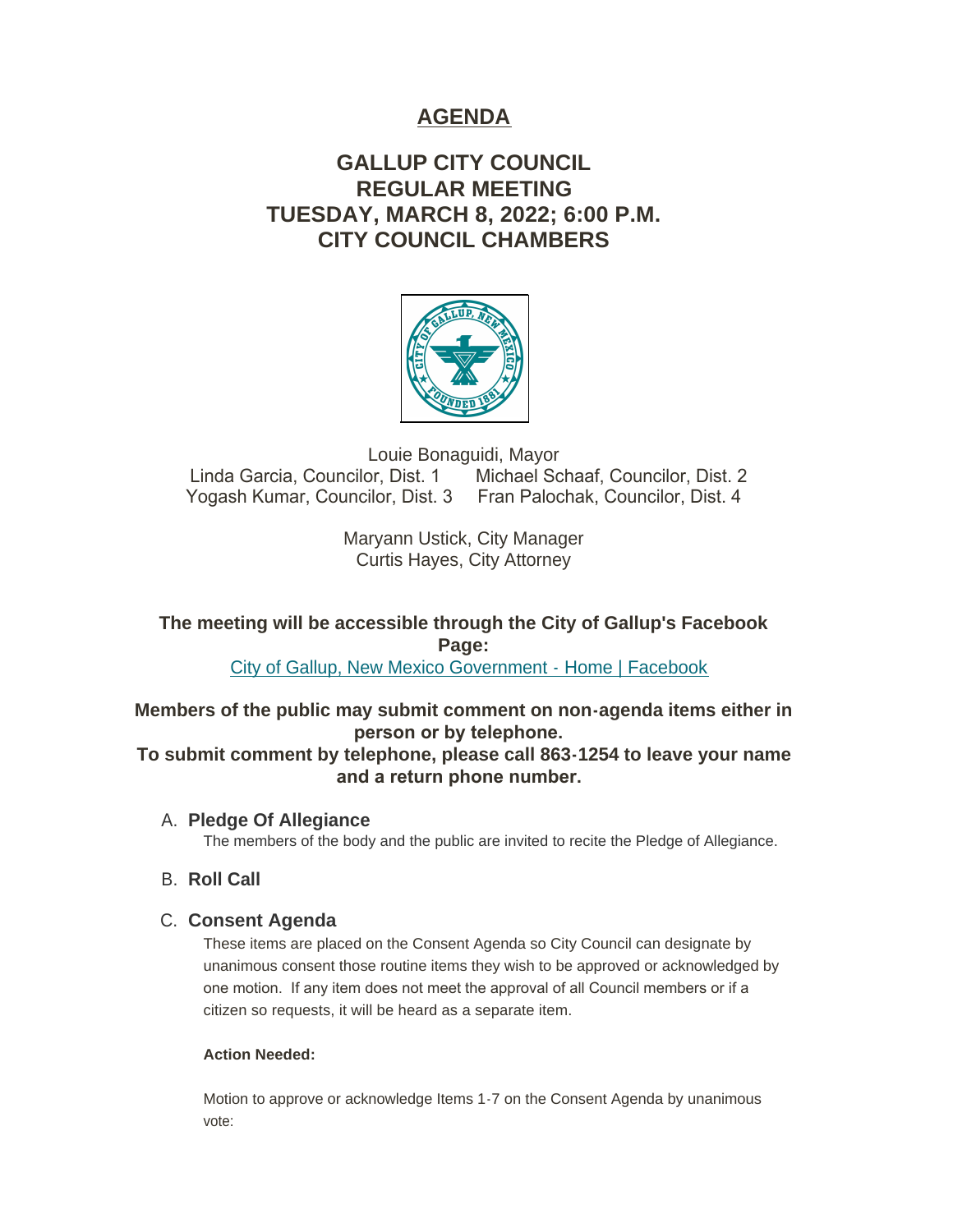# AGENDA

## GALLUP CITY COUNCIL
## REGULAR MEETING
## TUESDAY, MARCH 8, 2022; 6:00 P.M.
## CITY COUNCIL CHAMBERS

Louie Bonaguidi, Mayor
Linda Garcia, Councilor, Dist. 1 Michael Schaaf, Councilor, Dist. 2
Yogash Kumar, Councilor, Dist. 3 Fran Palochak, Councilor, Dist. 4

Maryann Ustick, City Manager
Curtis Hayes, City Attorney

**The meeting will be accessible through the City of Gallup's Facebook Page:**
[City of Gallup, New Mexico Government - Home | Facebook]

**Members of the public may submit comment on non-agenda items either in person or by telephone.**
**To submit comment by telephone, please call 863-1254 to leave your name and a return phone number.**

A. **Pledge Of Allegiance**

The members of the body and the public are invited to recite the Pledge of Allegiance.

B. **Roll Call**

C. **Consent Agenda**

These items are placed on the Consent Agenda so City Council can designate by unanimous consent those routine items they wish to be approved or acknowledged by one motion. If any item does not meet the approval of all Council members or if a citizen so requests, it will be heard as a separate item.

**Action Needed:**

Motion to approve or acknowledge Items 1-7 on the Consent Agenda by unanimous vote: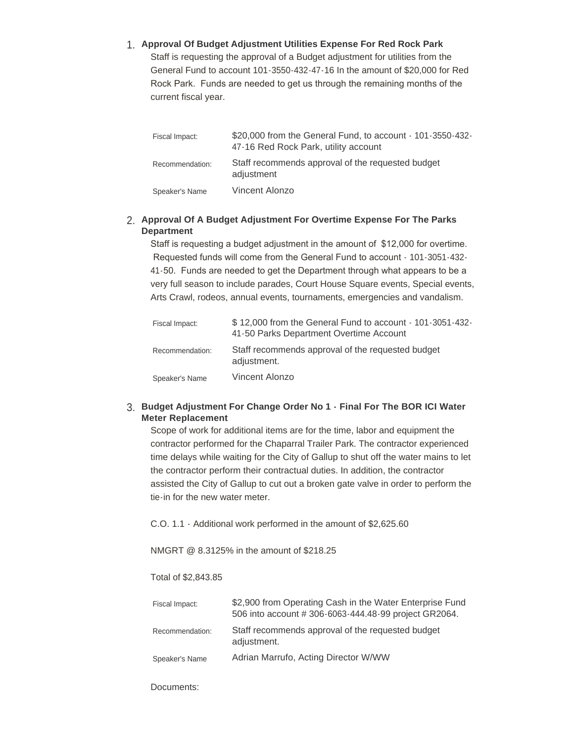1. **Approval Of Budget Adjustment Utilities Expense For Red Rock Park**

   Staff is requesting the approval of a Budget adjustment for utilities from the General Fund to account 101-3550-432-47-16 In the amount of $20,000 for Red Rock Park. Funds are needed to get us through the remaining months of the current fiscal year.

   | | |
   |---|---|
   | Fiscal Impact: | $20,000 from the General Fund, to account - 101-3550-432-47-16 Red Rock Park, utility account |
   | Recommendation: | Staff recommends approval of the requested budget adjustment |
   | Speaker's Name | Vincent Alonzo |

2. **Approval Of A Budget Adjustment For Overtime Expense For The Parks Department**

   Staff is requesting a budget adjustment in the amount of $12,000 for overtime. Requested funds will come from the General Fund to account - 101-3051-432-41-50. Funds are needed to get the Department through what appears to be a very full season to include parades, Court House Square events, Special events, Arts Crawl, rodeos, annual events, tournaments, emergencies and vandalism.

   | | |
   |---|---|
   | Fiscal Impact: | $ 12,000 from the General Fund to account - 101-3051-432-41-50 Parks Department Overtime Account |
   | Recommendation: | Staff recommends approval of the requested budget adjustment. |
   | Speaker's Name | Vincent Alonzo |

3. **Budget Adjustment For Change Order No 1 - Final For The BOR ICI Water Meter Replacement**

   Scope of work for additional items are for the time, labor and equipment the contractor performed for the Chaparral Trailer Park. The contractor experienced time delays while waiting for the City of Gallup to shut off the water mains to let the contractor perform their contractual duties. In addition, the contractor assisted the City of Gallup to cut out a broken gate valve in order to perform the tie-in for the new water meter.

   C.O. 1.1 - Additional work performed in the amount of $2,625.60

   NMGRT @ 8.3125% in the amount of $218.25

   Total of $2,843.85

   | | |
   |---|---|
   | Fiscal Impact: | $2,900 from Operating Cash in the Water Enterprise Fund 506 into account # 306-6063-444.48-99 project GR2064. |
   | Recommendation: | Staff recommends approval of the requested budget adjustment. |
   | Speaker's Name | Adrian Marrufo, Acting Director W/WW |

   Documents: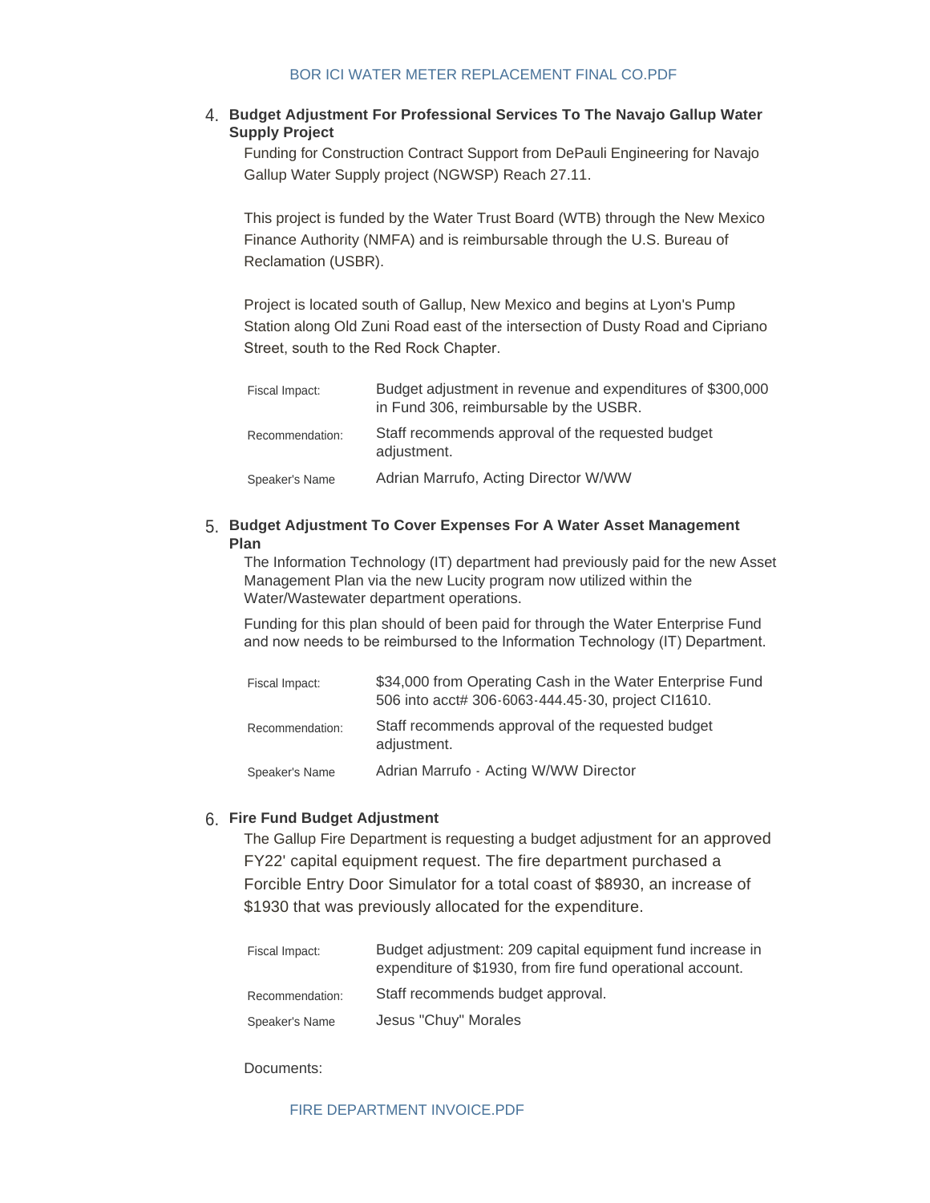BOR ICI WATER METER REPLACEMENT FINAL CO.PDF

4. **Budget Adjustment For Professional Services To The Navajo Gallup Water Supply Project**

Funding for Construction Contract Support from DePauli Engineering for Navajo Gallup Water Supply project (NGWSP) Reach 27.11.

This project is funded by the Water Trust Board (WTB) through the New Mexico Finance Authority (NMFA) and is reimbursable through the U.S. Bureau of Reclamation (USBR).

Project is located south of Gallup, New Mexico and begins at Lyon's Pump Station along Old Zuni Road east of the intersection of Dusty Road and Cipriano Street, south to the Red Rock Chapter.

| | |
|---|---|
| Fiscal Impact: | Budget adjustment in revenue and expenditures of $300,000 in Fund 306, reimbursable by the USBR. |
| Recommendation: | Staff recommends approval of the requested budget adjustment. |
| Speaker's Name | Adrian Marrufo, Acting Director W/WW |

5. **Budget Adjustment To Cover Expenses For A Water Asset Management Plan**

The Information Technology (IT) department had previously paid for the new Asset Management Plan via the new Lucity program now utilized within the Water/Wastewater department operations.

Funding for this plan should of been paid for through the Water Enterprise Fund and now needs to be reimbursed to the Information Technology (IT) Department.

| | |
|---|---|
| Fiscal Impact: | $34,000 from Operating Cash in the Water Enterprise Fund 506 into acct# 306-6063-444.45-30, project CI1610. |
| Recommendation: | Staff recommends approval of the requested budget adjustment. |
| Speaker's Name | Adrian Marrufo - Acting W/WW Director |

6. **Fire Fund Budget Adjustment**

The Gallup Fire Department is requesting a budget adjustment for an approved FY22' capital equipment request. The fire department purchased a Forcible Entry Door Simulator for a total coast of $8930, an increase of $1930 that was previously allocated for the expenditure.

| | |
|---|---|
| Fiscal Impact: | Budget adjustment: 209 capital equipment fund increase in expenditure of $1930, from fire fund operational account. |
| Recommendation: | Staff recommends budget approval. |
| Speaker's Name | Jesus "Chuy" Morales |

Documents:

FIRE DEPARTMENT INVOICE.PDF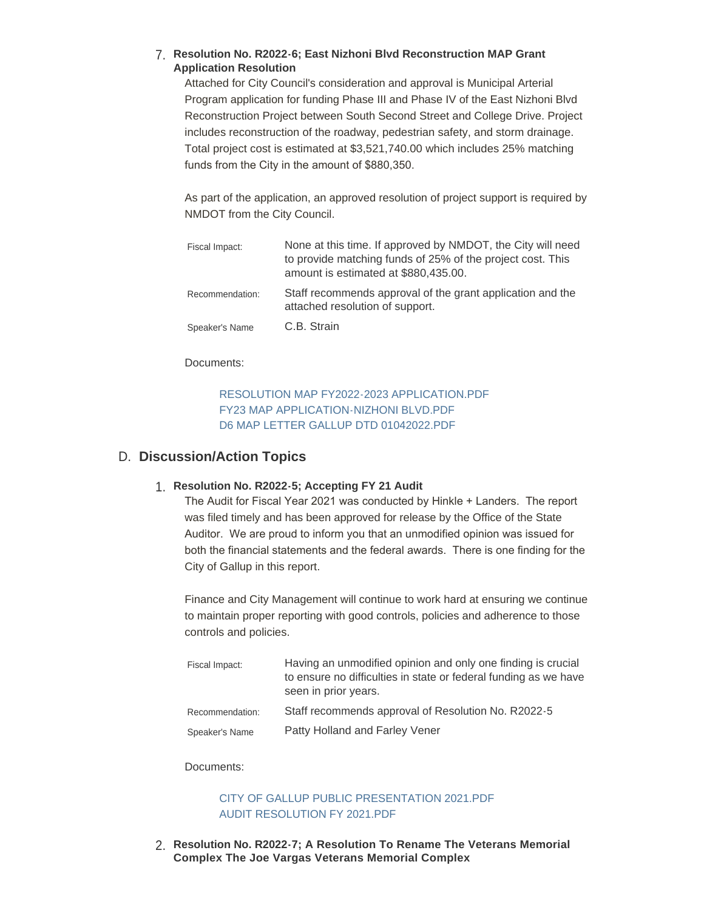7. **Resolution No. R2022-6; East Nizhoni Blvd Reconstruction MAP Grant Application Resolution**

   Attached for City Council's consideration and approval is Municipal Arterial Program application for funding Phase III and Phase IV of the East Nizhoni Blvd Reconstruction Project between South Second Street and College Drive. Project includes reconstruction of the roadway, pedestrian safety, and storm drainage. Total project cost is estimated at $3,521,740.00 which includes 25% matching funds from the City in the amount of $880,350.

   As part of the application, an approved resolution of project support is required by NMDOT from the City Council.

   | | |
   |---|---|
   | Fiscal Impact: | None at this time. If approved by NMDOT, the City will need to provide matching funds of 25% of the project cost. This amount is estimated at $880,435.00. |
   | Recommendation: | Staff recommends approval of the grant application and the attached resolution of support. |
   | Speaker's Name | C.B. Strain |

   Documents:

   RESOLUTION MAP FY2022-2023 APPLICATION.PDF
   FY23 MAP APPLICATION-NIZHONI BLVD.PDF
   D6 MAP LETTER GALLUP DTD 01042022.PDF

## D. Discussion/Action Topics

1. **Resolution No. R2022-5; Accepting FY 21 Audit**

   The Audit for Fiscal Year 2021 was conducted by Hinkle + Landers. The report was filed timely and has been approved for release by the Office of the State Auditor. We are proud to inform you that an unmodified opinion was issued for both the financial statements and the federal awards. There is one finding for the City of Gallup in this report.

   Finance and City Management will continue to work hard at ensuring we continue to maintain proper reporting with good controls, policies and adherence to those controls and policies.

   | | |
   |---|---|
   | Fiscal Impact: | Having an unmodified opinion and only one finding is crucial to ensure no difficulties in state or federal funding as we have seen in prior years. |
   | Recommendation: | Staff recommends approval of Resolution No. R2022-5 |
   | Speaker's Name | Patty Holland and Farley Vener |

   Documents:

   CITY OF GALLUP PUBLIC PRESENTATION 2021.PDF
   AUDIT RESOLUTION FY 2021.PDF

2. **Resolution No. R2022-7; A Resolution To Rename The Veterans Memorial Complex The Joe Vargas Veterans Memorial Complex**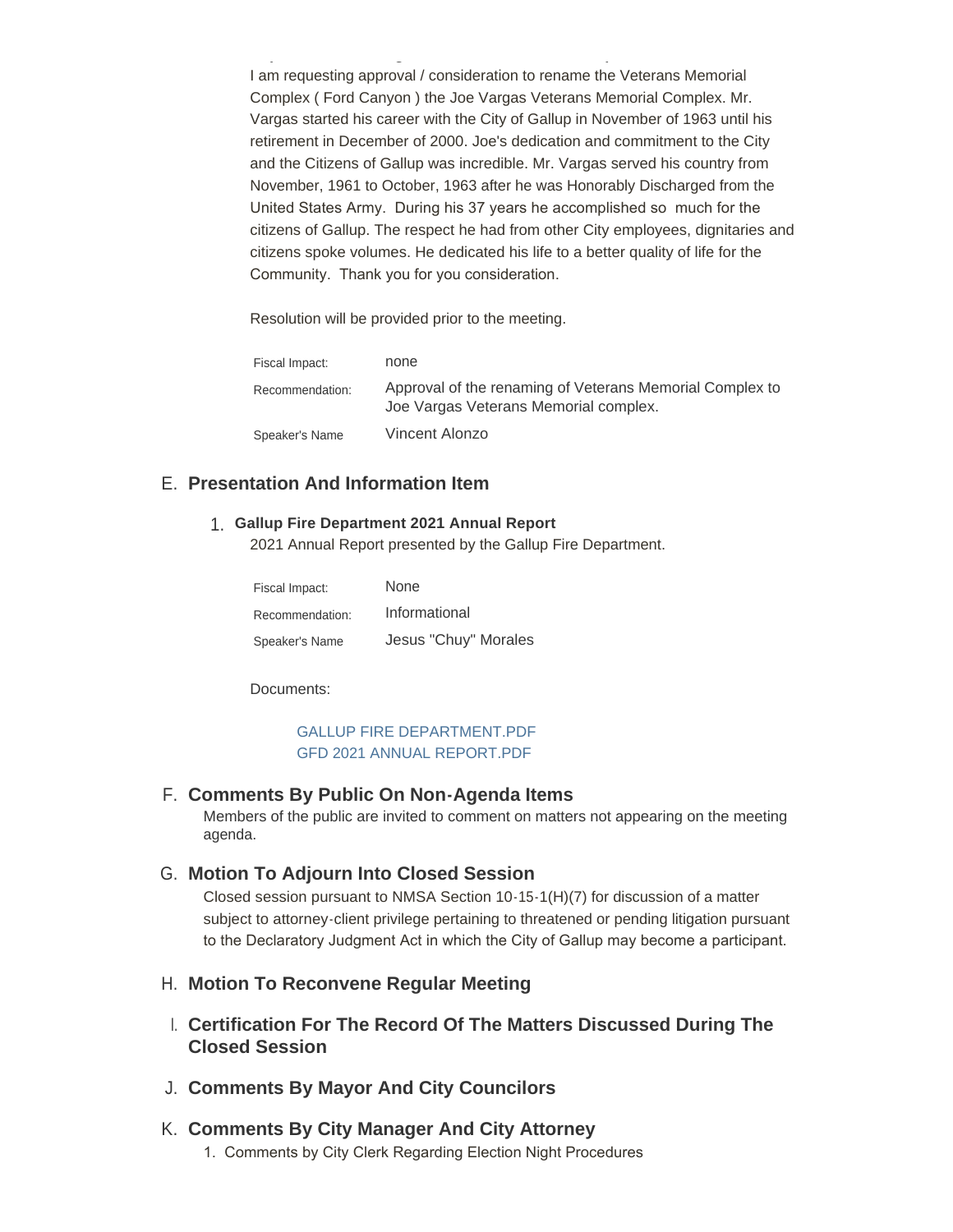I am requesting approval / consideration to rename the Veterans Memorial Complex ( Ford Canyon ) the Joe Vargas Veterans Memorial Complex. Mr. Vargas started his career with the City of Gallup in November of 1963 until his retirement in December of 2000. Joe's dedication and commitment to the City and the Citizens of Gallup was incredible. Mr. Vargas served his country from November, 1961 to October, 1963 after he was Honorably Discharged from the United States Army. During his 37 years he accomplished so much for the citizens of Gallup. The respect he had from other City employees, dignitaries and citizens spoke volumes. He dedicated his life to a better quality of life for the Community. Thank you for you consideration.

Resolution will be provided prior to the meeting.

| | |
|---|---|
| Fiscal Impact: | none |
| Recommendation: | Approval of the renaming of Veterans Memorial Complex to Joe Vargas Veterans Memorial complex. |
| Speaker's Name | Vincent Alonzo |

## E. Presentation And Information Item

### 1. Gallup Fire Department 2021 Annual Report

2021 Annual Report presented by the Gallup Fire Department.

| | |
|---|---|
| Fiscal Impact: | None |
| Recommendation: | Informational |
| Speaker's Name | Jesus "Chuy" Morales |

Documents:

GALLUP FIRE DEPARTMENT.PDF
GFD 2021 ANNUAL REPORT.PDF

## F. Comments By Public On Non-Agenda Items

Members of the public are invited to comment on matters not appearing on the meeting agenda.

## G. Motion To Adjourn Into Closed Session

Closed session pursuant to NMSA Section 10-15-1(H)(7) for discussion of a matter subject to attorney-client privilege pertaining to threatened or pending litigation pursuant to the Declaratory Judgment Act in which the City of Gallup may become a participant.

## H. Motion To Reconvene Regular Meeting

## I. Certification For The Record Of The Matters Discussed During The Closed Session

## J. Comments By Mayor And City Councilors

## K. Comments By City Manager And City Attorney

1. Comments by City Clerk Regarding Election Night Procedures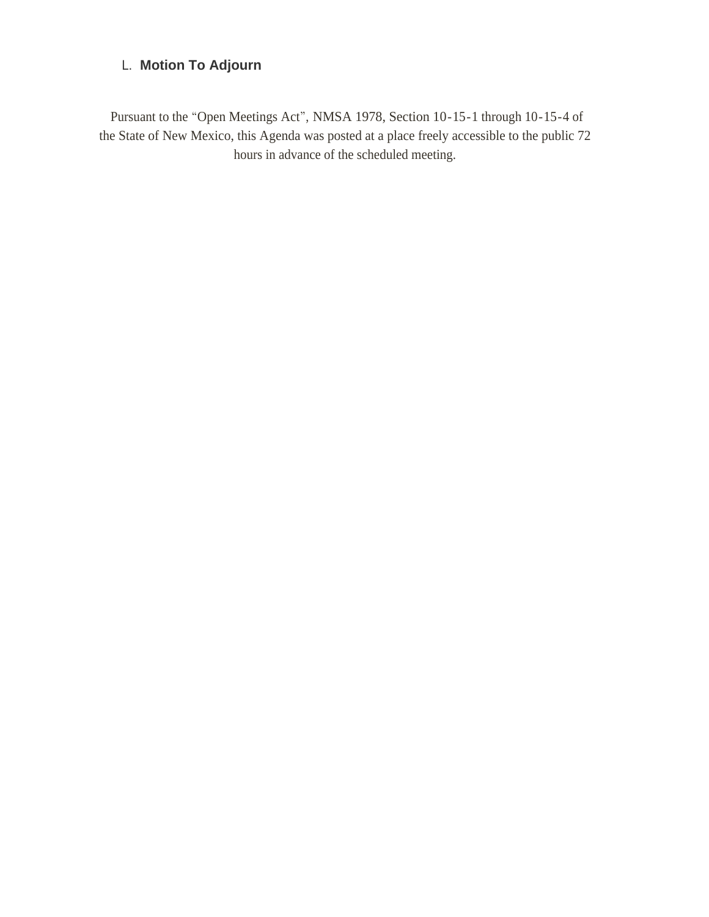L. **Motion To Adjourn**

Pursuant to the "Open Meetings Act", NMSA 1978, Section 10-15-1 through 10-15-4 of the State of New Mexico, this Agenda was posted at a place freely accessible to the public 72 hours in advance of the scheduled meeting.